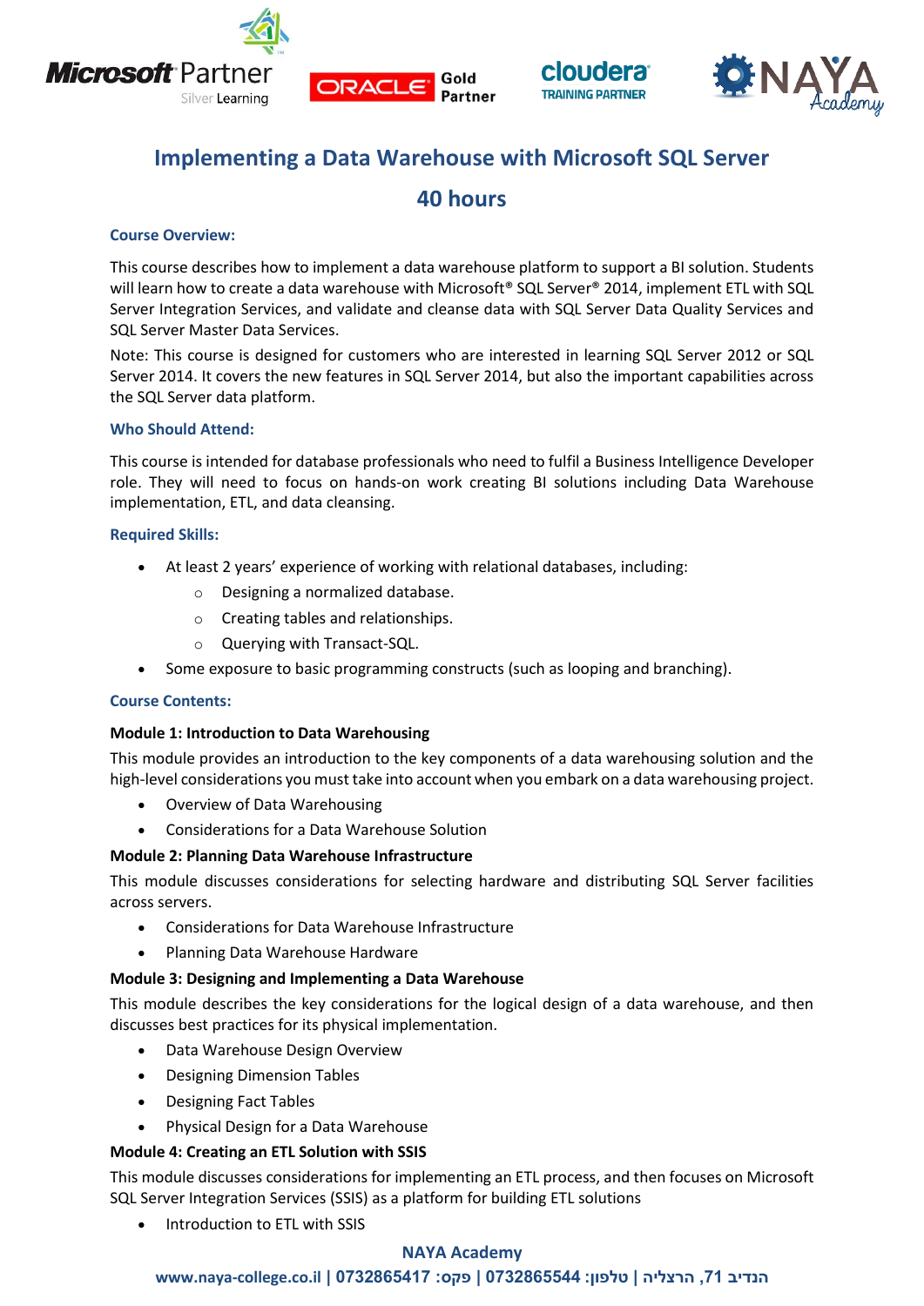# Implementing a Data Warehouse with Microsoft SQL Server

## 40 hours

### Course Overview:

This course describes how to implement a data warehouse platform to support a BI solution. Students will learn how to create a data warehouse with Microsoft® SQL Server® 2014, implement ETL with SQL Server Integration Services, and validate and cleanse data with SQL Server Data Quality Services and SQL Server Master Data Services.

Note: This course is designed for customers who are interested in learning SQL Server 2012 or SQL Server 2014. It covers the new features in SQL Server 2014, but also the important capabilities across the SQL Server data platform.

### Who Should Attend:

This course is intended for database professionals who need to fulfil a Business Intelligence Developer role. They will need to focus on hands-on work creating BI solutions including Data Warehouse implementation, ETL, and data cleansing.

### Required Skills:

- At least 2 years' experience of working with relational databases, including:
  - Designing a normalized database.
  - Creating tables and relationships.
  - Querying with Transact-SQL.
- Some exposure to basic programming constructs (such as looping and branching).

### Course Contents:

**Module 1: Introduction to Data Warehousing**

This module provides an introduction to the key components of a data warehousing solution and the high-level considerations you must take into account when you embark on a data warehousing project.

- Overview of Data Warehousing
- Considerations for a Data Warehouse Solution

**Module 2: Planning Data Warehouse Infrastructure**

This module discusses considerations for selecting hardware and distributing SQL Server facilities across servers.

- Considerations for Data Warehouse Infrastructure
- Planning Data Warehouse Hardware

**Module 3: Designing and Implementing a Data Warehouse**

This module describes the key considerations for the logical design of a data warehouse, and then discusses best practices for its physical implementation.

- Data Warehouse Design Overview
- Designing Dimension Tables
- Designing Fact Tables
- Physical Design for a Data Warehouse

**Module 4: Creating an ETL Solution with SSIS**

This module discusses considerations for implementing an ETL process, and then focuses on Microsoft SQL Server Integration Services (SSIS) as a platform for building ETL solutions

- Introduction to ETL with SSIS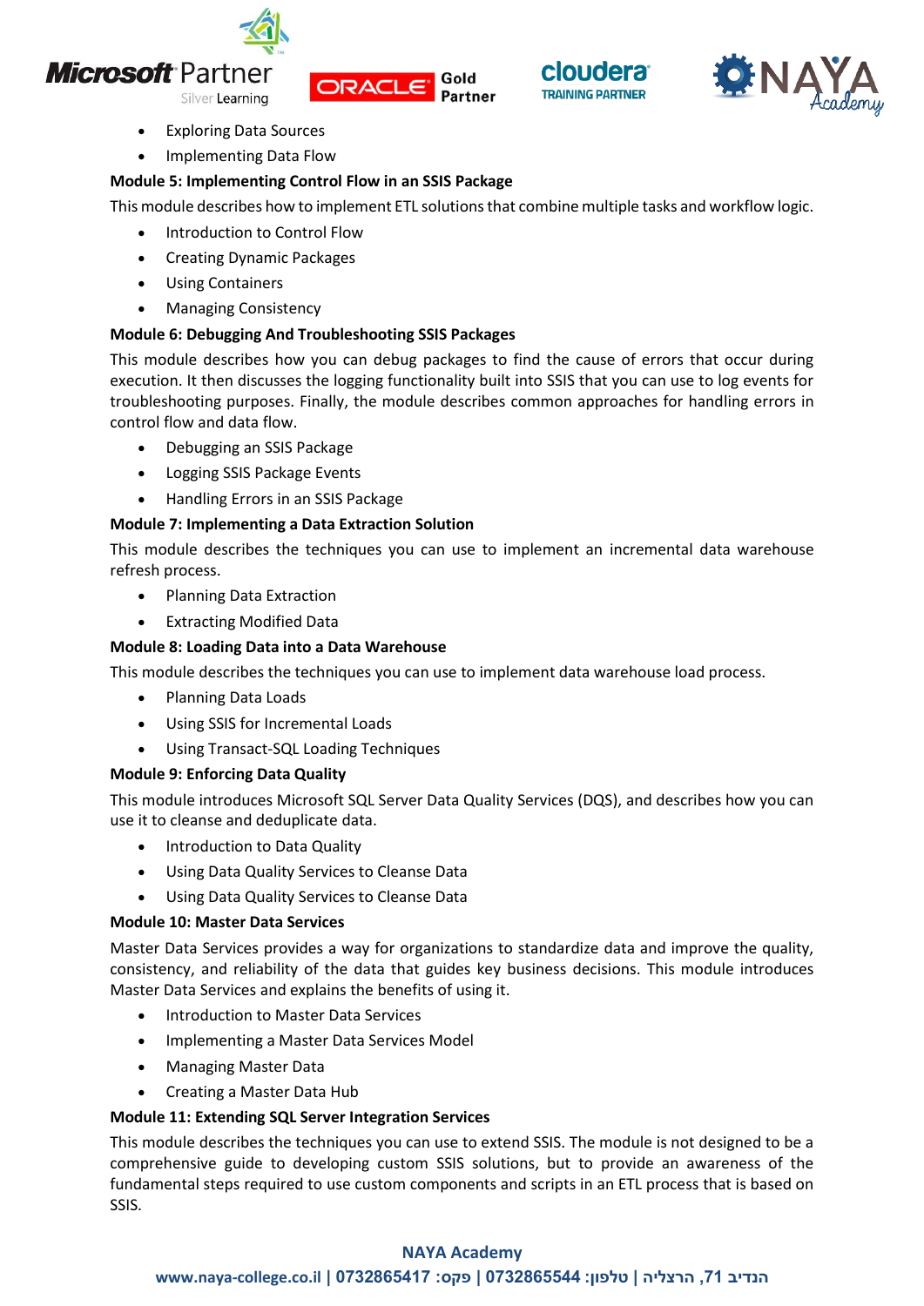- Exploring Data Sources
- Implementing Data Flow

**Module 5: Implementing Control Flow in an SSIS Package**

This module describes how to implement ETL solutions that combine multiple tasks and workflow logic.

- Introduction to Control Flow
- Creating Dynamic Packages
- Using Containers
- Managing Consistency

**Module 6: Debugging And Troubleshooting SSIS Packages**

This module describes how you can debug packages to find the cause of errors that occur during execution. It then discusses the logging functionality built into SSIS that you can use to log events for troubleshooting purposes. Finally, the module describes common approaches for handling errors in control flow and data flow.

- Debugging an SSIS Package
- Logging SSIS Package Events
- Handling Errors in an SSIS Package

**Module 7: Implementing a Data Extraction Solution**

This module describes the techniques you can use to implement an incremental data warehouse refresh process.

- Planning Data Extraction
- Extracting Modified Data

**Module 8: Loading Data into a Data Warehouse**

This module describes the techniques you can use to implement data warehouse load process.

- Planning Data Loads
- Using SSIS for Incremental Loads
- Using Transact-SQL Loading Techniques

**Module 9: Enforcing Data Quality**

This module introduces Microsoft SQL Server Data Quality Services (DQS), and describes how you can use it to cleanse and deduplicate data.

- Introduction to Data Quality
- Using Data Quality Services to Cleanse Data
- Using Data Quality Services to Cleanse Data

**Module 10: Master Data Services**

Master Data Services provides a way for organizations to standardize data and improve the quality, consistency, and reliability of the data that guides key business decisions. This module introduces Master Data Services and explains the benefits of using it.

- Introduction to Master Data Services
- Implementing a Master Data Services Model
- Managing Master Data
- Creating a Master Data Hub

**Module 11: Extending SQL Server Integration Services**

This module describes the techniques you can use to extend SSIS. The module is not designed to be a comprehensive guide to developing custom SSIS solutions, but to provide an awareness of the fundamental steps required to use custom components and scripts in an ETL process that is based on SSIS.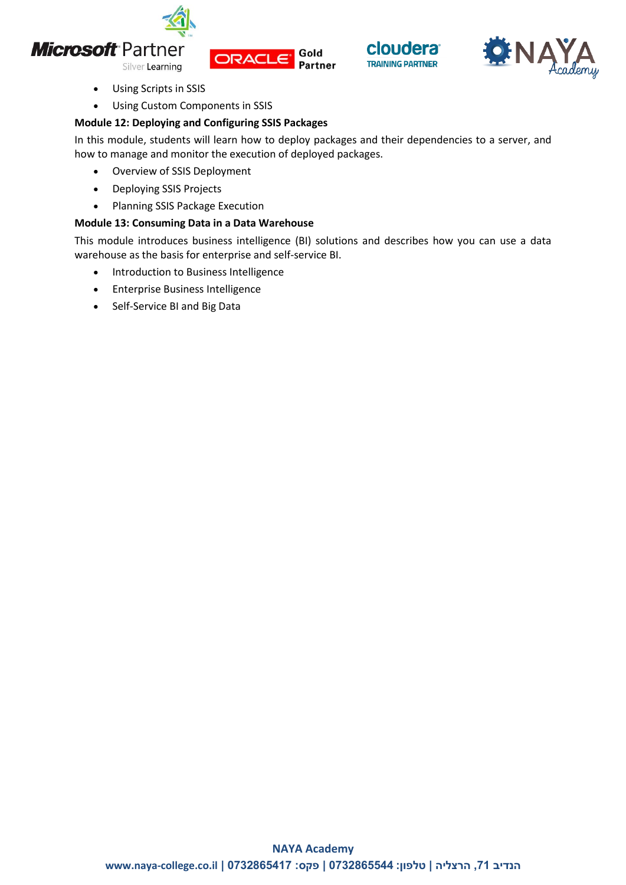- Using Scripts in SSIS
- Using Custom Components in SSIS

**Module 12: Deploying and Configuring SSIS Packages**

In this module, students will learn how to deploy packages and their dependencies to a server, and how to manage and monitor the execution of deployed packages.

- Overview of SSIS Deployment
- Deploying SSIS Projects
- Planning SSIS Package Execution

**Module 13: Consuming Data in a Data Warehouse**

This module introduces business intelligence (BI) solutions and describes how you can use a data warehouse as the basis for enterprise and self-service BI.

- Introduction to Business Intelligence
- Enterprise Business Intelligence
- Self-Service BI and Big Data